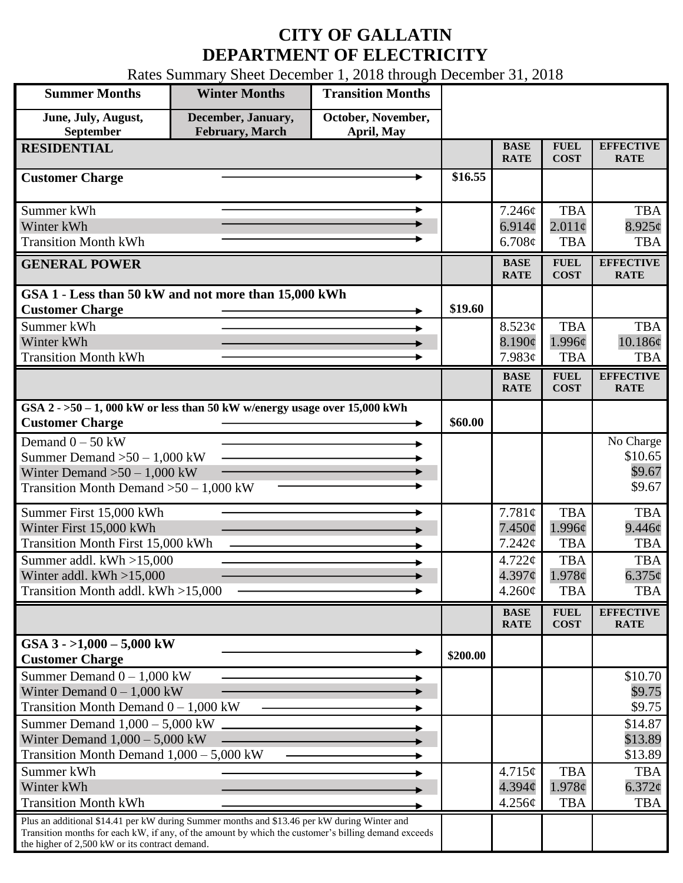# CITY OF GALLATIN
# DEPARTMENT OF ELECTRICITY

Rates Summary Sheet December 1, 2018 through December 31, 2018

| Summer Months | Winter Months | Transition Months |
|---|---|---|
| June, July, August, September | December, January, February, March | October, November, April, May |

| RESIDENTIAL | | BASE RATE | FUEL COST | EFFECTIVE RATE |
|---|---|---|---|---|
| Customer Charge | $16.55 | | | |
| Summer kWh | | 7.246¢ | TBA | TBA |
| Winter kWh | | 6.914¢ | 2.011¢ | 8.925¢ |
| Transition Month kWh | | 6.708¢ | TBA | TBA |

| GENERAL POWER | | BASE RATE | FUEL COST | EFFECTIVE RATE |
|---|---|---|---|---|
| **GSA 1 - Less than 50 kW and not more than 15,000 kWh** | | | | |
| Customer Charge | $19.60 | | | |
| Summer kWh | | 8.523¢ | TBA | TBA |
| Winter kWh | | 8.190¢ | 1.996¢ | 10.186¢ |
| Transition Month kWh | | 7.983¢ | TBA | TBA |

| | | BASE RATE | FUEL COST | EFFECTIVE RATE |
|---|---|---|---|---|
| **GSA 2 - >50 – 1, 000 kW or less than 50 kW w/energy usage over 15,000 kWh** | | | | |
| Customer Charge | $60.00 | | | |
| Demand 0 – 50 kW | | | | No Charge |
| Summer Demand >50 – 1,000 kW | | | | $10.65 |
| Winter Demand >50 – 1,000 kW | | | | $9.67 |
| Transition Month Demand >50 – 1,000 kW | | | | $9.67 |
| Summer First 15,000 kWh | | 7.781¢ | TBA | TBA |
| Winter First 15,000 kWh | | 7.450¢ | 1.996¢ | 9.446¢ |
| Transition Month First 15,000 kWh | | 7.242¢ | TBA | TBA |
| Summer addl. kWh >15,000 | | 4.722¢ | TBA | TBA |
| Winter addl. kWh >15,000 | | 4.397¢ | 1.978¢ | 6.375¢ |
| Transition Month addl. kWh >15,000 | | 4.260¢ | TBA | TBA |

| | | BASE RATE | FUEL COST | EFFECTIVE RATE |
|---|---|---|---|---|
| **GSA 3 - >1,000 – 5,000 kW** | | | | |
| Customer Charge | $200.00 | | | |
| Summer Demand 0 – 1,000 kW | | | | $10.70 |
| Winter Demand 0 – 1,000 kW | | | | $9.75 |
| Transition Month Demand 0 – 1,000 kW | | | | $9.75 |
| Summer Demand 1,000 – 5,000 kW | | | | $14.87 |
| Winter Demand 1,000 – 5,000 kW | | | | $13.89 |
| Transition Month Demand 1,000 – 5,000 kW | | | | $13.89 |
| Summer kWh | | 4.715¢ | TBA | TBA |
| Winter kWh | | 4.394¢ | 1.978¢ | 6.372¢ |
| Transition Month kWh | | 4.256¢ | TBA | TBA |
| Plus an additional $14.41 per kW during Summer months and $13.46 per kW during Winter and Transition months for each kW, if any, of the amount by which the customer's billing demand exceeds the higher of 2,500 kW or its contract demand. | | | | |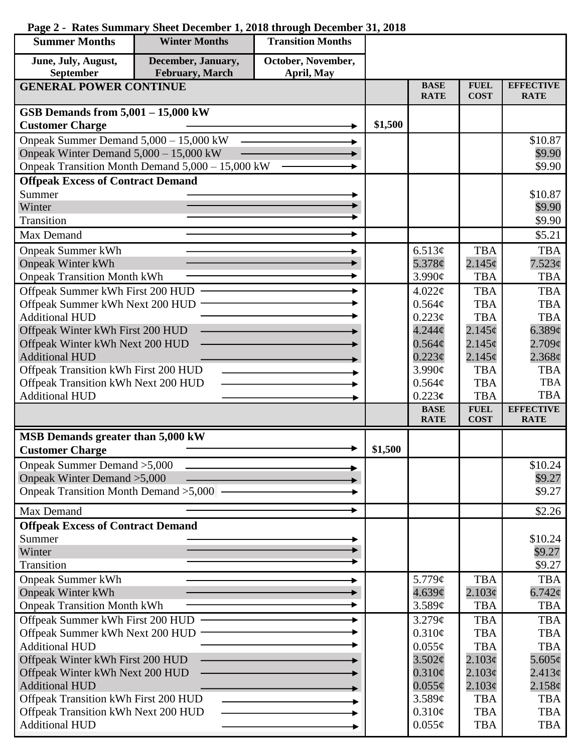**Page 2 - Rates Summary Sheet December 1, 2018 through December 31, 2018**

| Summer Months | Winter Months | Transition Months |
|---|---|---|
| June, July, August, September | December, January, February, March | October, November, April, May |

| GENERAL POWER CONTINUE | | BASE RATE | FUEL COST | EFFECTIVE RATE |
|---|---|---|---|---|
| **GSB Demands from 5,001 – 15,000 kW** | | | | |
| **Customer Charge** | $1,500 | | | |
| Onpeak Summer Demand 5,000 – 15,000 kW | | | | $10.87 |
| Onpeak Winter Demand 5,000 – 15,000 kW | | | | $9.90 |
| Onpeak Transition Month Demand 5,000 – 15,000 kW | | | | $9.90 |
| **Offpeak Excess of Contract Demand** | | | | |
| Summer | | | | $10.87 |
| Winter | | | | $9.90 |
| Transition | | | | $9.90 |
| Max Demand | | | | $5.21 |
| Onpeak Summer kWh | | 6.513¢ | TBA | TBA |
| Onpeak Winter kWh | | 5.378¢ | 2.145¢ | 7.523¢ |
| Onpeak Transition Month kWh | | 3.990¢ | TBA | TBA |
| Offpeak Summer kWh First 200 HUD | | 4.022¢ | TBA | TBA |
| Offpeak Summer kWh Next 200 HUD | | 0.564¢ | TBA | TBA |
| Additional HUD | | 0.223¢ | TBA | TBA |
| Offpeak Winter kWh First 200 HUD | | 4.244¢ | 2.145¢ | 6.389¢ |
| Offpeak Winter kWh Next 200 HUD | | 0.564¢ | 2.145¢ | 2.709¢ |
| Additional HUD | | 0.223¢ | 2.145¢ | 2.368¢ |
| Offpeak Transition kWh First 200 HUD | | 3.990¢ | TBA | TBA |
| Offpeak Transition kWh Next 200 HUD | | 0.564¢ | TBA | TBA |
| Additional HUD | | 0.223¢ | TBA | TBA |
| | | **BASE RATE** | **FUEL COST** | **EFFECTIVE RATE** |
| **MSB Demands greater than 5,000 kW** | | | | |
| **Customer Charge** | $1,500 | | | |
| Onpeak Summer Demand >5,000 | | | | $10.24 |
| Onpeak Winter Demand >5,000 | | | | $9.27 |
| Onpeak Transition Month Demand >5,000 | | | | $9.27 |
| Max Demand | | | | $2.26 |
| **Offpeak Excess of Contract Demand** | | | | |
| Summer | | | | $10.24 |
| Winter | | | | $9.27 |
| Transition | | | | $9.27 |
| Onpeak Summer kWh | | 5.779¢ | TBA | TBA |
| Onpeak Winter kWh | | 4.639¢ | 2.103¢ | 6.742¢ |
| Onpeak Transition Month kWh | | 3.589¢ | TBA | TBA |
| Offpeak Summer kWh First 200 HUD | | 3.279¢ | TBA | TBA |
| Offpeak Summer kWh Next 200 HUD | | 0.310¢ | TBA | TBA |
| Additional HUD | | 0.055¢ | TBA | TBA |
| Offpeak Winter kWh First 200 HUD | | 3.502¢ | 2.103¢ | 5.605¢ |
| Offpeak Winter kWh Next 200 HUD | | 0.310¢ | 2.103¢ | 2.413¢ |
| Additional HUD | | 0.055¢ | 2.103¢ | 2.158¢ |
| Offpeak Transition kWh First 200 HUD | | 3.589¢ | TBA | TBA |
| Offpeak Transition kWh Next 200 HUD | | 0.310¢ | TBA | TBA |
| Additional HUD | | 0.055¢ | TBA | TBA |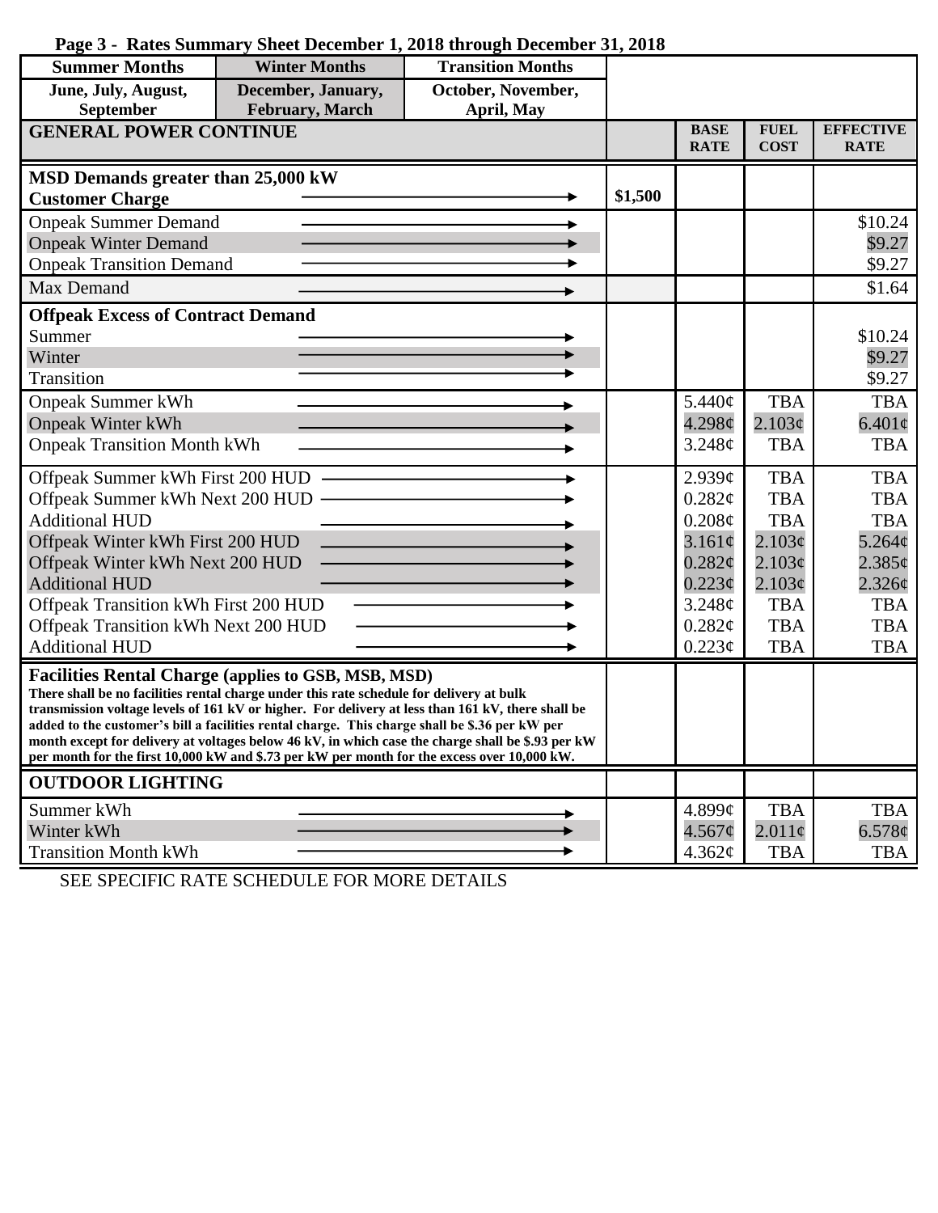**Page 3 - Rates Summary Sheet December 1, 2018 through December 31, 2018**

| Summer Months | Winter Months | Transition Months |
|---|---|---|
| June, July, August, September | December, January, February, March | October, November, April, May |

| GENERAL POWER CONTINUE | | BASE RATE | FUEL COST | EFFECTIVE RATE |
|---|---|---|---|---|
| **MSD Demands greater than 25,000 kW** | | | | |
| **Customer Charge** | $1,500 | | | |
| Onpeak Summer Demand | | | | $10.24 |
| Onpeak Winter Demand | | | | $9.27 |
| Onpeak Transition Demand | | | | $9.27 |
| Max Demand | | | | $1.64 |
| **Offpeak Excess of Contract Demand** | | | | |
| Summer | | | | $10.24 |
| Winter | | | | $9.27 |
| Transition | | | | $9.27 |
| Onpeak Summer kWh | | 5.440¢ | TBA | TBA |
| Onpeak Winter kWh | | 4.298¢ | 2.103¢ | 6.401¢ |
| Onpeak Transition Month kWh | | 3.248¢ | TBA | TBA |
| Offpeak Summer kWh First 200 HUD | | 2.939¢ | TBA | TBA |
| Offpeak Summer kWh Next 200 HUD | | 0.282¢ | TBA | TBA |
| Additional HUD | | 0.208¢ | TBA | TBA |
| Offpeak Winter kWh First 200 HUD | | 3.161¢ | 2.103¢ | 5.264¢ |
| Offpeak Winter kWh Next 200 HUD | | 0.282¢ | 2.103¢ | 2.385¢ |
| Additional HUD | | 0.223¢ | 2.103¢ | 2.326¢ |
| Offpeak Transition kWh First 200 HUD | | 3.248¢ | TBA | TBA |
| Offpeak Transition kWh Next 200 HUD | | 0.282¢ | TBA | TBA |
| Additional HUD | | 0.223¢ | TBA | TBA |

**Facilities Rental Charge (applies to GSB, MSB, MSD)**
**There shall be no facilities rental charge under this rate schedule for delivery at bulk transmission voltage levels of 161 kV or higher. For delivery at less than 161 kV, there shall be added to the customer's bill a facilities rental charge. This charge shall be $.36 per kW per month except for delivery at voltages below 46 kV, in which case the charge shall be $.93 per kW per month for the first 10,000 kW and $.73 per kW per month for the excess over 10,000 kW.**

| OUTDOOR LIGHTING | | BASE RATE | FUEL COST | EFFECTIVE RATE |
|---|---|---|---|---|
| Summer kWh | | 4.899¢ | TBA | TBA |
| Winter kWh | | 4.567¢ | 2.011¢ | 6.578¢ |
| Transition Month kWh | | 4.362¢ | TBA | TBA |

SEE SPECIFIC RATE SCHEDULE FOR MORE DETAILS